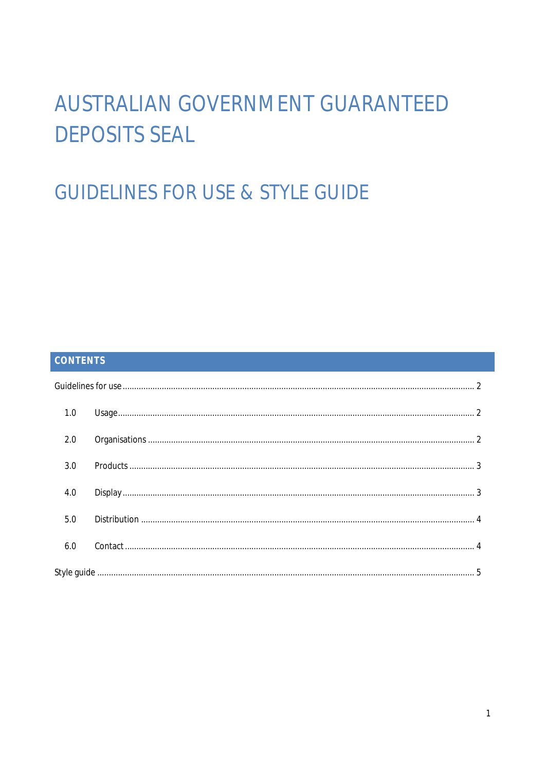# AUSTRALIAN GOVERNMENT GUARANTEED DEPOSITS SEAL

# GUIDELINES FOR USE & STYLE GUIDE

## CONTENTS

Guidelines for use ........ 2

1.0 Usage ........ 2

2.0 Organisations ........ 2

3.0 Products ........ 3

4.0 Display ........ 3

5.0 Distribution ........ 4

6.0 Contact ........ 4

Style guide ........ 5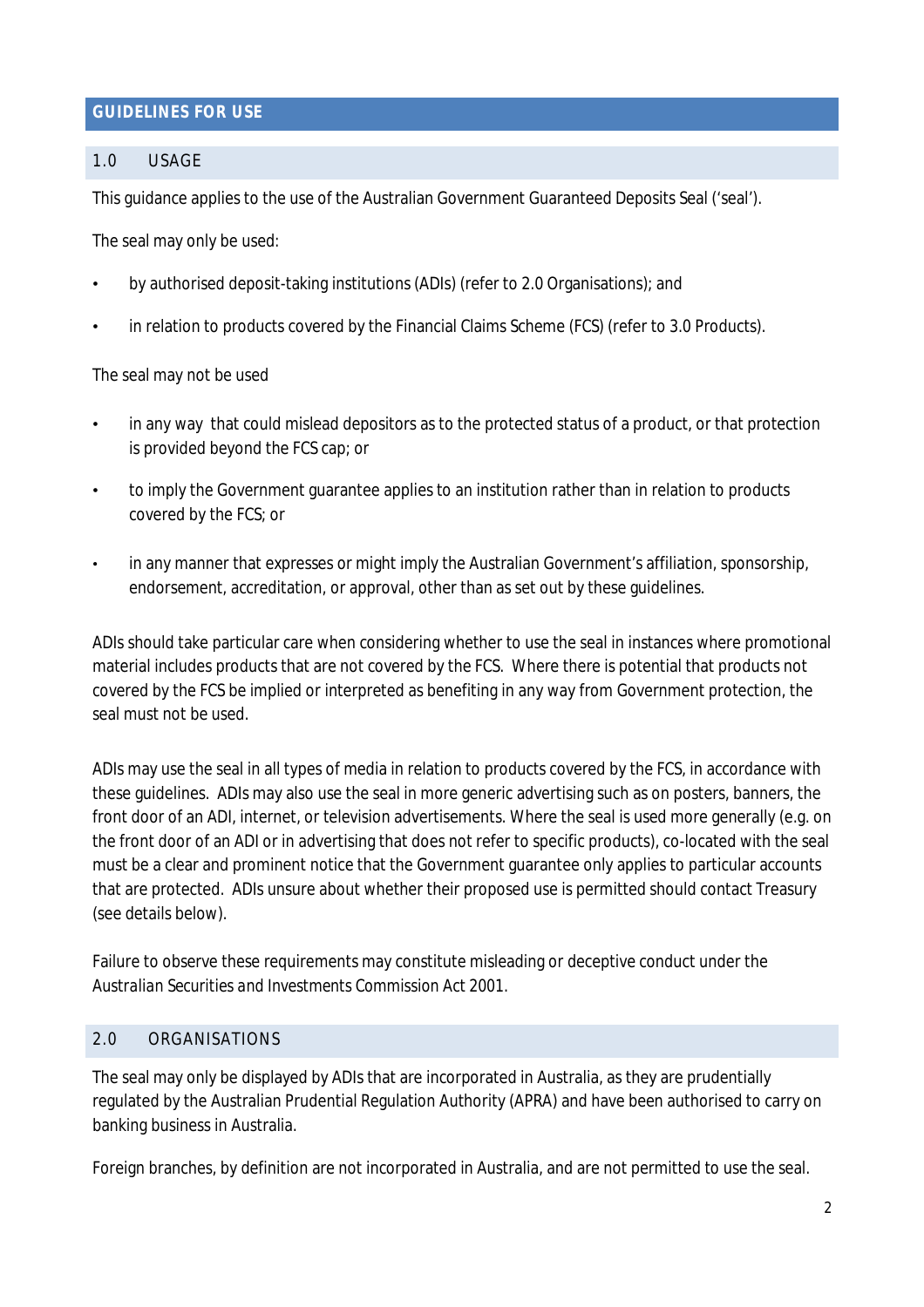# GUIDELINES FOR USE

## 1.0 USAGE

This guidance applies to the use of the Australian Government Guaranteed Deposits Seal ('seal').

The seal may only be used:

- by authorised deposit-taking institutions (ADIs) (refer to 2.0 Organisations); and
- in relation to products covered by the Financial Claims Scheme (FCS) (refer to 3.0 Products).

The seal may not be used

- in any way that could mislead depositors as to the protected status of a product, or that protection is provided beyond the FCS cap; or
- to imply the Government guarantee applies to an institution rather than in relation to products covered by the FCS; or
- in any manner that expresses or might imply the Australian Government's affiliation, sponsorship, endorsement, accreditation, or approval, other than as set out by these guidelines.

ADIs should take particular care when considering whether to use the seal in instances where promotional material includes products that are not covered by the FCS. Where there is potential that products not covered by the FCS be implied or interpreted as benefiting in any way from Government protection, the seal must not be used.

ADIs may use the seal in all types of media in relation to products covered by the FCS, in accordance with these guidelines. ADIs may also use the seal in more generic advertising such as on posters, banners, the front door of an ADI, internet, or television advertisements. Where the seal is used more generally (e.g. on the front door of an ADI or in advertising that does not refer to specific products), co-located with the seal must be a clear and prominent notice that the Government guarantee only applies to particular accounts that are protected. ADIs unsure about whether their proposed use is permitted should contact Treasury (see details below).

Failure to observe these requirements may constitute misleading or deceptive conduct under the *Australian Securities and Investments Commission Act 2001*.

## 2.0 ORGANISATIONS

The seal may only be displayed by ADIs that are incorporated in Australia, as they are prudentially regulated by the Australian Prudential Regulation Authority (APRA) and have been authorised to carry on banking business in Australia.

Foreign branches, by definition are not incorporated in Australia, and are not permitted to use the seal.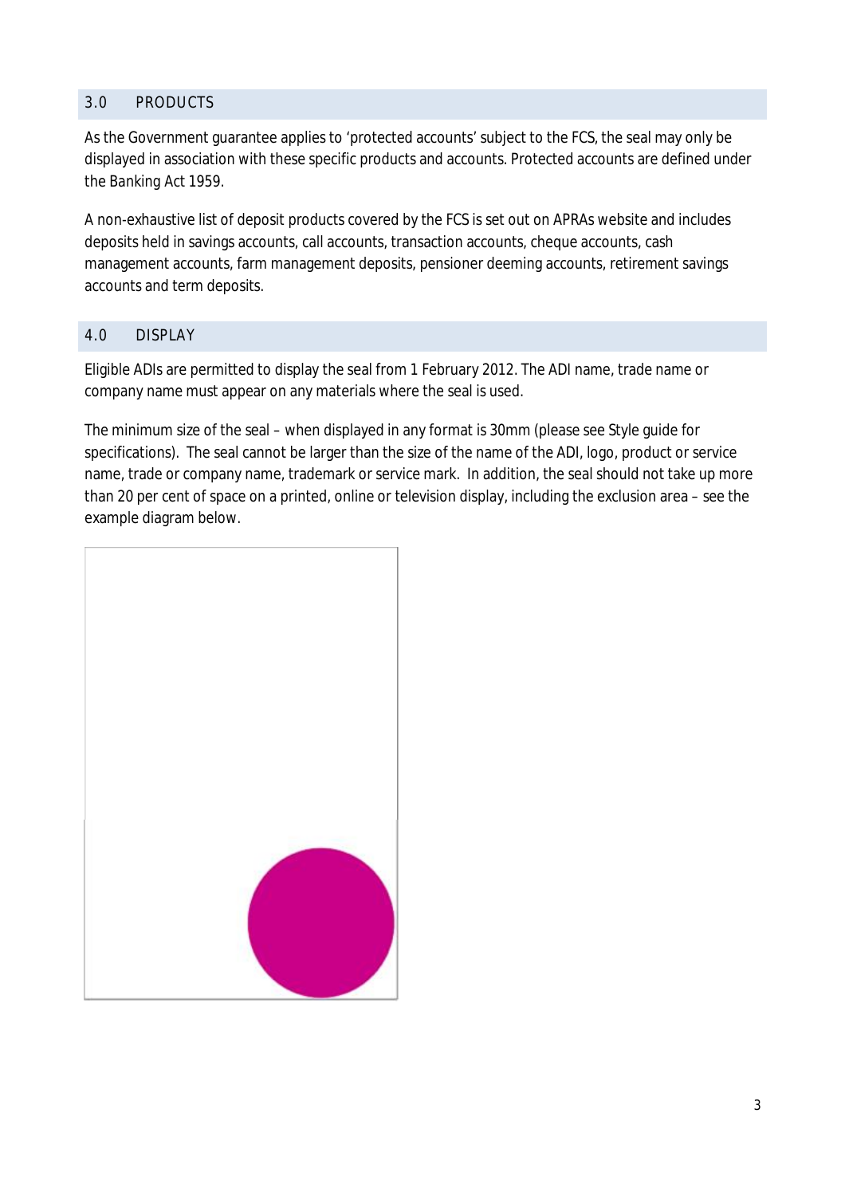## 3.0 PRODUCTS

As the Government guarantee applies to 'protected accounts' subject to the FCS, the seal may only be displayed in association with these specific products and accounts. Protected accounts are defined under the Banking Act 1959.

A non-exhaustive list of deposit products covered by the FCS is set out on APRAs website and includes deposits held in savings accounts, call accounts, transaction accounts, cheque accounts, cash management accounts, farm management deposits, pensioner deeming accounts, retirement savings accounts and term deposits.

## 4.0 DISPLAY

Eligible ADIs are permitted to display the seal from 1 February 2012. The ADI name, trade name or company name must appear on any materials where the seal is used.

The minimum size of the seal – when displayed in any format is 30mm (please see Style guide for specifications). The seal cannot be larger than the size of the name of the ADI, logo, product or service name, trade or company name, trademark or service mark. In addition, the seal should not take up more than 20 per cent of space on a printed, online or television display, including the exclusion area – see the example diagram below.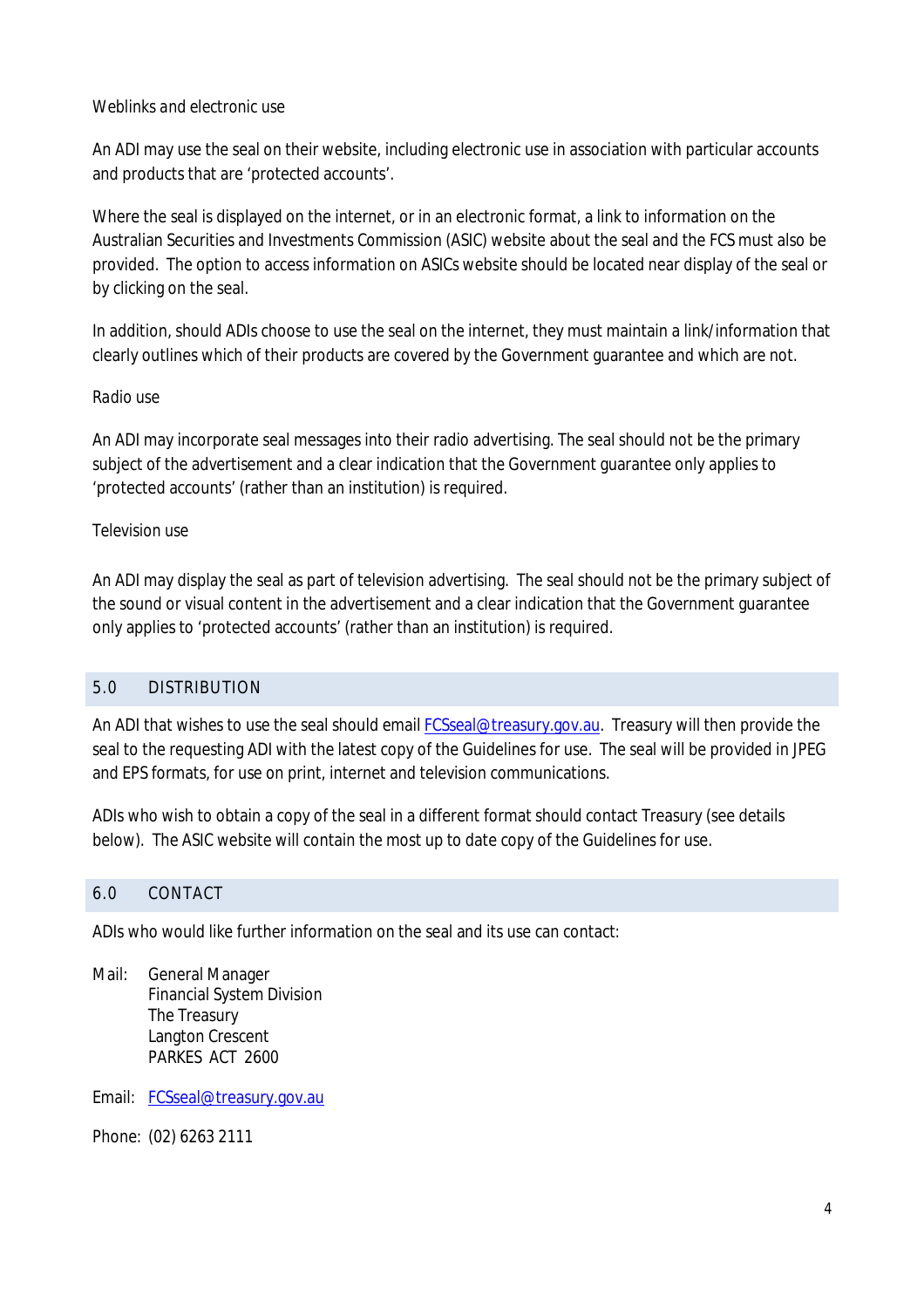*Weblinks and electronic use*

An ADI may use the seal on their website, including electronic use in association with particular accounts and products that are 'protected accounts'.

Where the seal is displayed on the internet, or in an electronic format, a link to information on the Australian Securities and Investments Commission (ASIC) website about the seal and the FCS must also be provided. The option to access information on ASICs website should be located near display of the seal or by clicking on the seal.

In addition, should ADIs choose to use the seal on the internet, they must maintain a link/information that clearly outlines which of their products are covered by the Government guarantee and which are not.

*Radio use*

An ADI may incorporate seal messages into their radio advertising. The seal should not be the primary subject of the advertisement and a clear indication that the Government guarantee only applies to 'protected accounts' (rather than an institution) is required.

*Television use*

An ADI may display the seal as part of television advertising. The seal should not be the primary subject of the sound or visual content in the advertisement and a clear indication that the Government guarantee only applies to 'protected accounts' (rather than an institution) is required.

## 5.0 DISTRIBUTION

An ADI that wishes to use the seal should email FCSseal@treasury.gov.au. Treasury will then provide the seal to the requesting ADI with the latest copy of the Guidelines for use. The seal will be provided in JPEG and EPS formats, for use on print, internet and television communications.

ADIs who wish to obtain a copy of the seal in a different format should contact Treasury (see details below). The ASIC website will contain the most up to date copy of the Guidelines for use.

## 6.0 CONTACT

ADIs who would like further information on the seal and its use can contact:

Mail: General Manager
Financial System Division
The Treasury
Langton Crescent
PARKES ACT 2600

Email: FCSseal@treasury.gov.au

Phone: (02) 6263 2111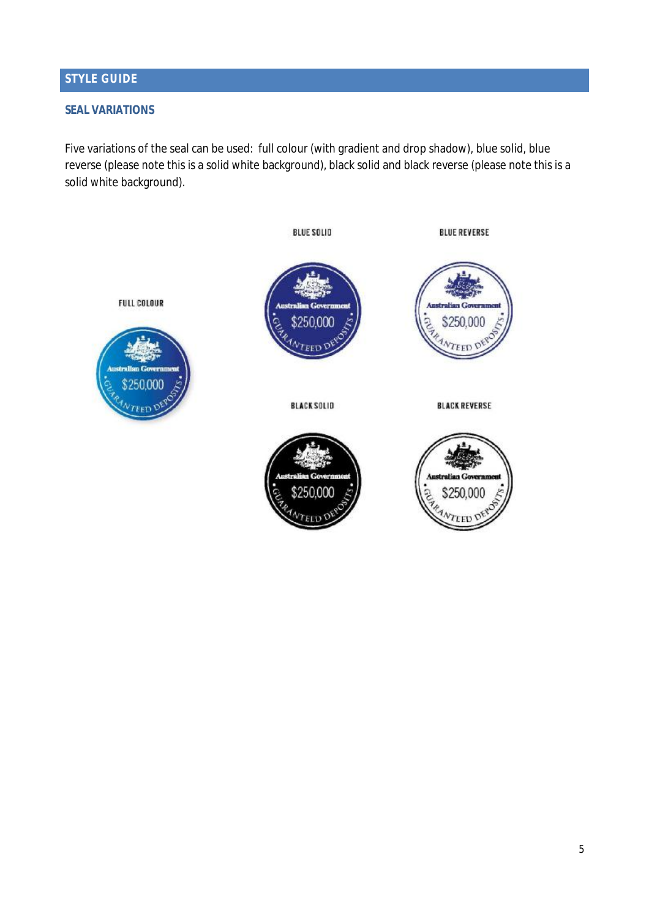## STYLE GUIDE

### SEAL VARIATIONS

Five variations of the seal can be used: full colour (with gradient and drop shadow), blue solid, blue reverse (please note this is a solid white background), black solid and black reverse (please note this is a solid white background).

FULL COLOUR

BLUE SOLID

BLUE REVERSE

BLACK SOLID

BLACK REVERSE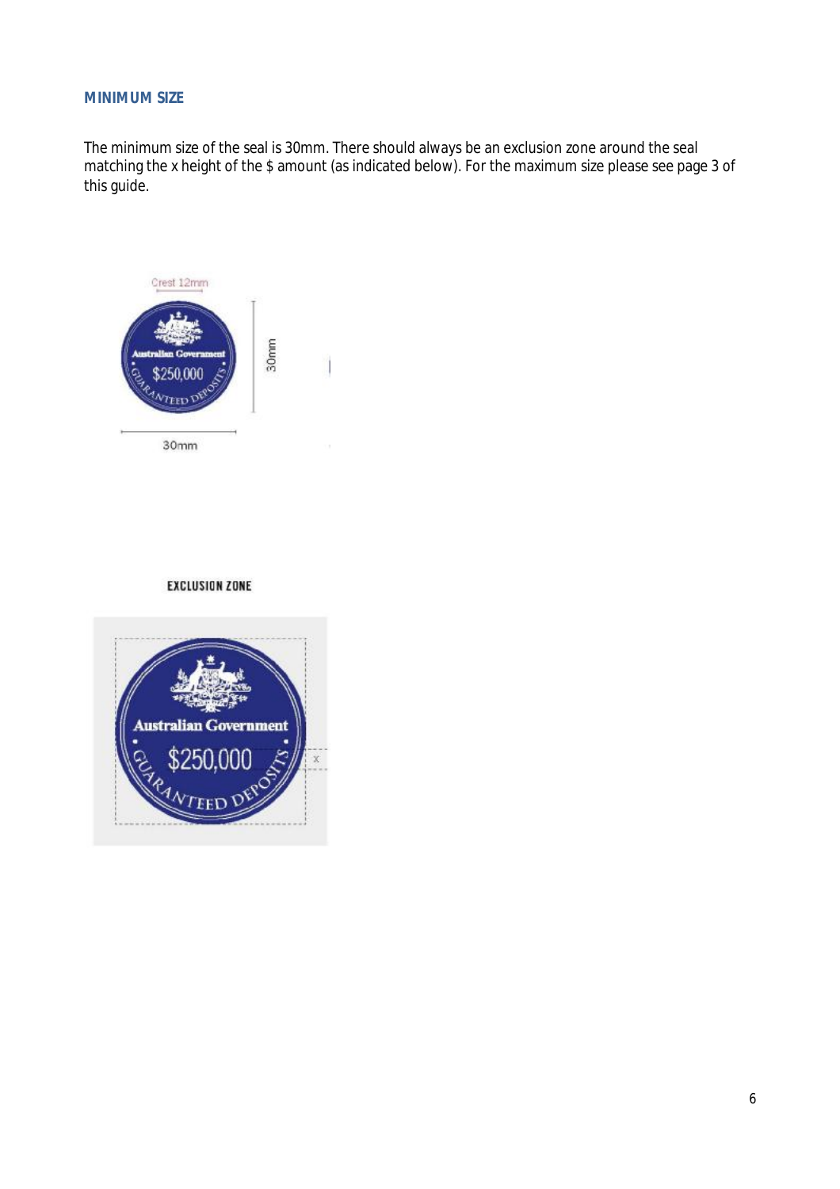## MINIMUM SIZE

The minimum size of the seal is 30mm. There should always be an exclusion zone around the seal matching the x height of the $ amount (as indicated below). For the maximum size please see page 3 of this guide.

EXCLUSION ZONE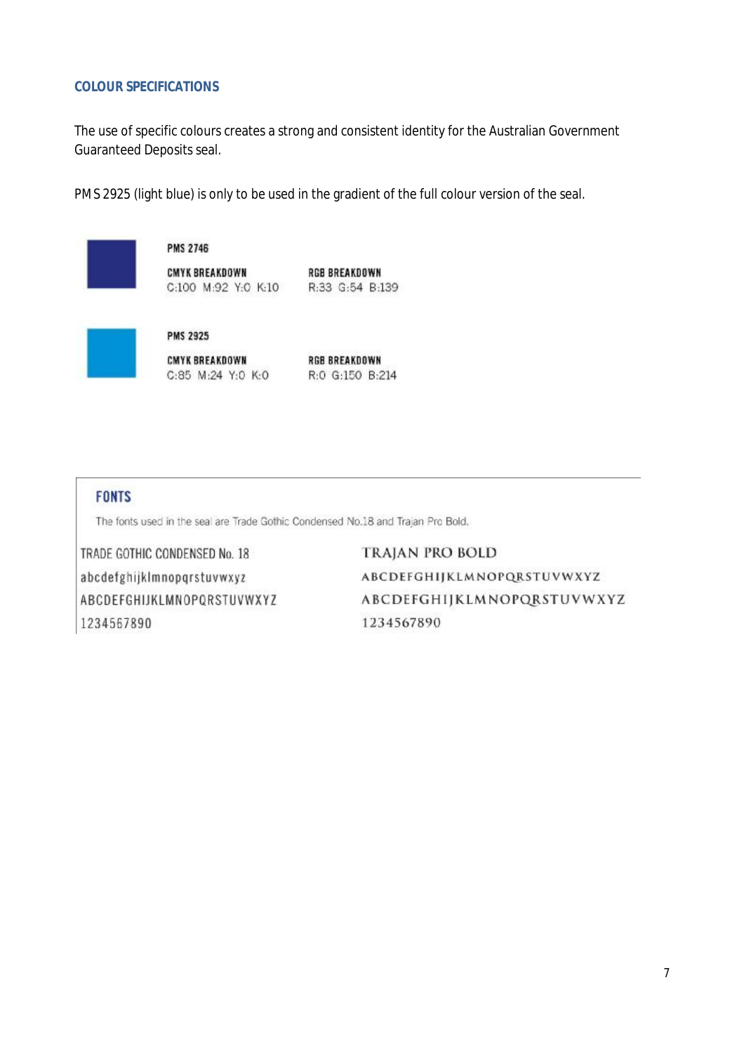## COLOUR SPECIFICATIONS

The use of specific colours creates a strong and consistent identity for the Australian Government Guaranteed Deposits seal.

PMS 2925 (light blue) is only to be used in the gradient of the full colour version of the seal.

**PMS 2746**

| CMYK BREAKDOWN | RGB BREAKDOWN |
|---|---|
| C:100 M:92 Y:0 K:10 | R:33 G:54 B:139 |

**PMS 2925**

| CMYK BREAKDOWN | RGB BREAKDOWN |
|---|---|
| C:85 M:24 Y:0 K:0 | R:0 G:150 B:214 |

## FONTS

The fonts used in the seal are Trade Gothic Condensed No.18 and Trajan Pro Bold.

TRADE GOTHIC CONDENSED No. 18
abcdefghijklmnopqrstuvwxyz
ABCDEFGHIJKLMNOPQRSTUVWXYZ
1234567890

TRAJAN PRO BOLD
ABCDEFGHIJKLMNOPQRSTUVWXYZ
ABCDEFGHIJKLMNOPQRSTUVWXYZ
1234567890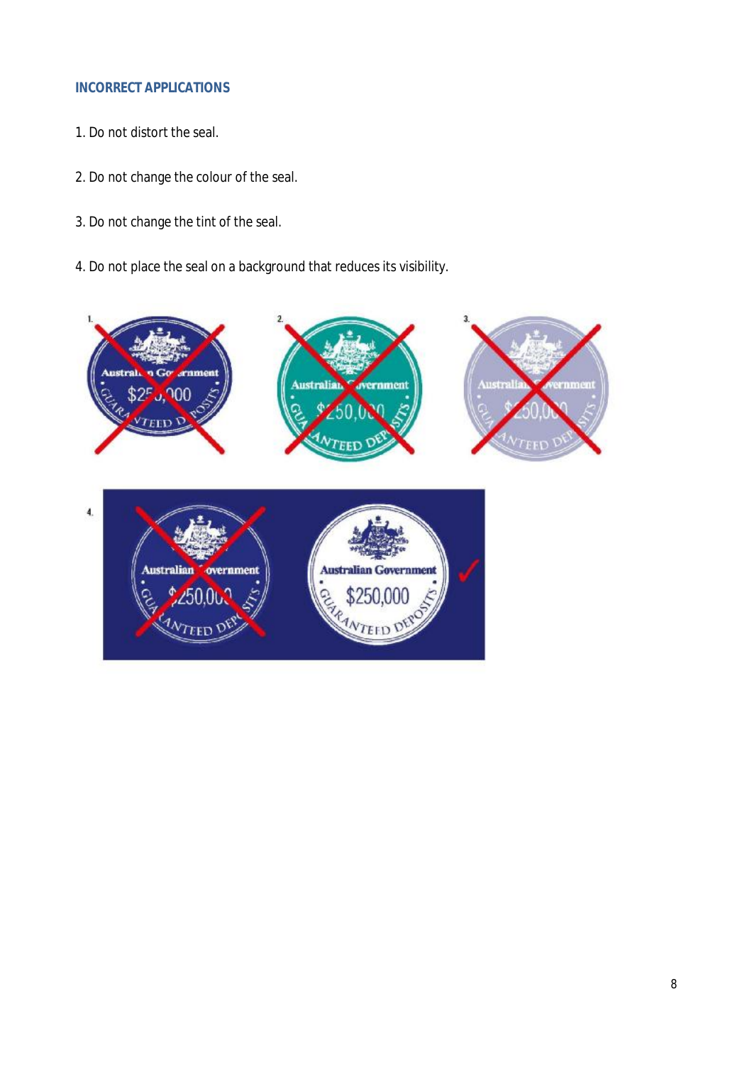## INCORRECT APPLICATIONS

1. Do not distort the seal.

2. Do not change the colour of the seal.

3. Do not change the tint of the seal.

4. Do not place the seal on a background that reduces its visibility.